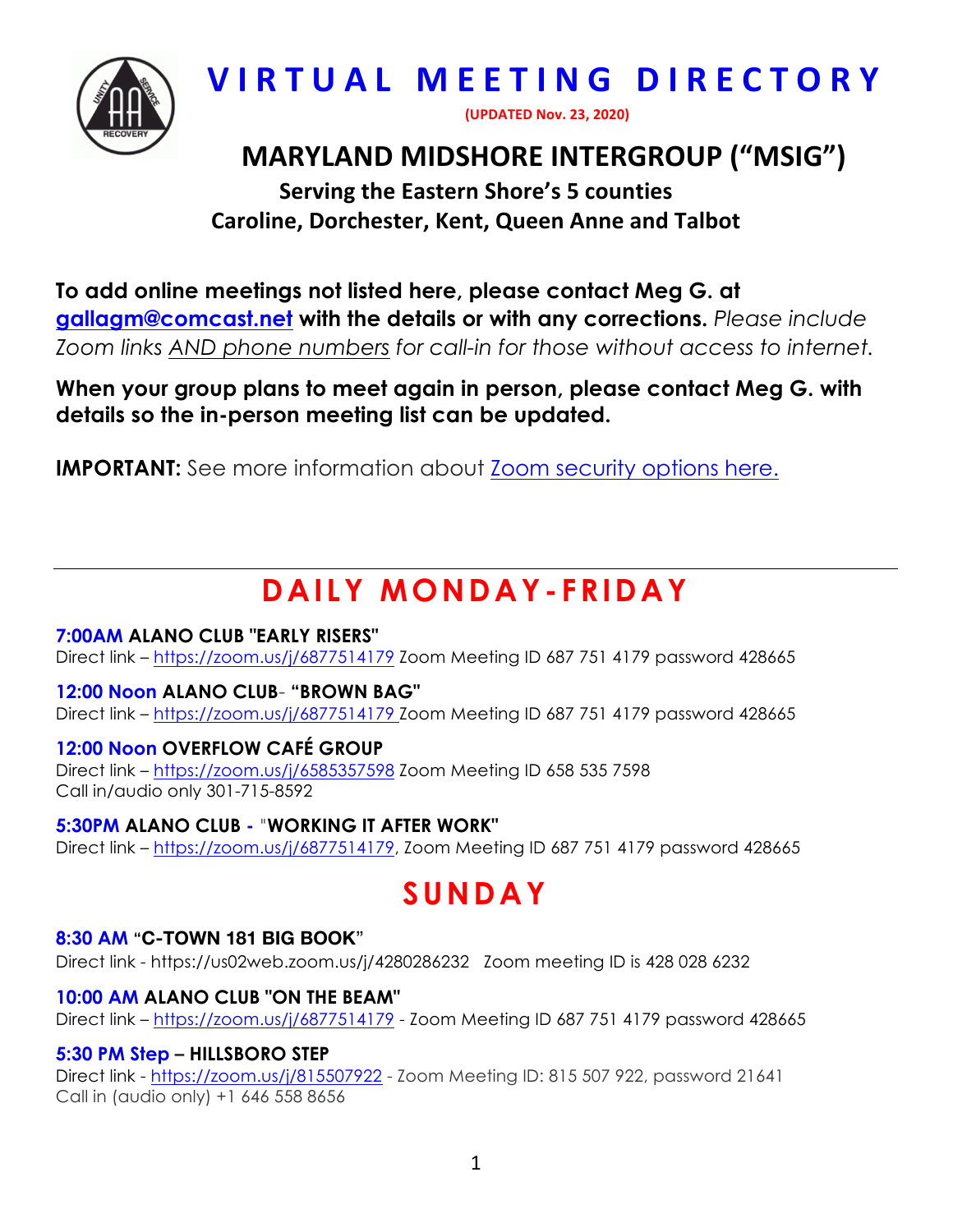# VIRTUAL MEETING DIRECTORY

(UPDATED Nov. 23, 2020)

## MARYLAND MIDSHORE INTERGROUP ("MSIG")

**Serving the Eastern Shore's 5 counties**
**Caroline, Dorchester, Kent, Queen Anne and Talbot**

**To add online meetings not listed here, please contact Meg G. at gallagm@comcast.net with the details or with any corrections.** *Please include Zoom links AND phone numbers for call-in for those without access to internet.*

**When your group plans to meet again in person, please contact Meg G. with details so the in-person meeting list can be updated.**

**IMPORTANT:** See more information about Zoom security options here.

---

## DAILY MONDAY-FRIDAY

**7:00AM ALANO CLUB "EARLY RISERS"**
Direct link – https://zoom.us/j/6877514179 Zoom Meeting ID 687 751 4179 password 428665

**12:00 Noon ALANO CLUB- "BROWN BAG"**
Direct link – https://zoom.us/j/6877514179 Zoom Meeting ID 687 751 4179 password 428665

**12:00 Noon OVERFLOW CAFÉ GROUP**
Direct link – https://zoom.us/j/6585357598 Zoom Meeting ID 658 535 7598
Call in/audio only 301-715-8592

**5:30PM ALANO CLUB - "WORKING IT AFTER WORK"**
Direct link – https://zoom.us/j/6877514179, Zoom Meeting ID 687 751 4179 password 428665

## SUNDAY

**8:30 AM "C-TOWN 181 BIG BOOK"**
Direct link - https://us02web.zoom.us/j/4280286232 Zoom meeting ID is 428 028 6232

**10:00 AM ALANO CLUB "ON THE BEAM"**
Direct link – https://zoom.us/j/6877514179 - Zoom Meeting ID 687 751 4179 password 428665

**5:30 PM Step – HILLSBORO STEP**
Direct link - https://zoom.us/j/815507922 - Zoom Meeting ID: 815 507 922, password 21641
Call in (audio only) +1 646 558 8656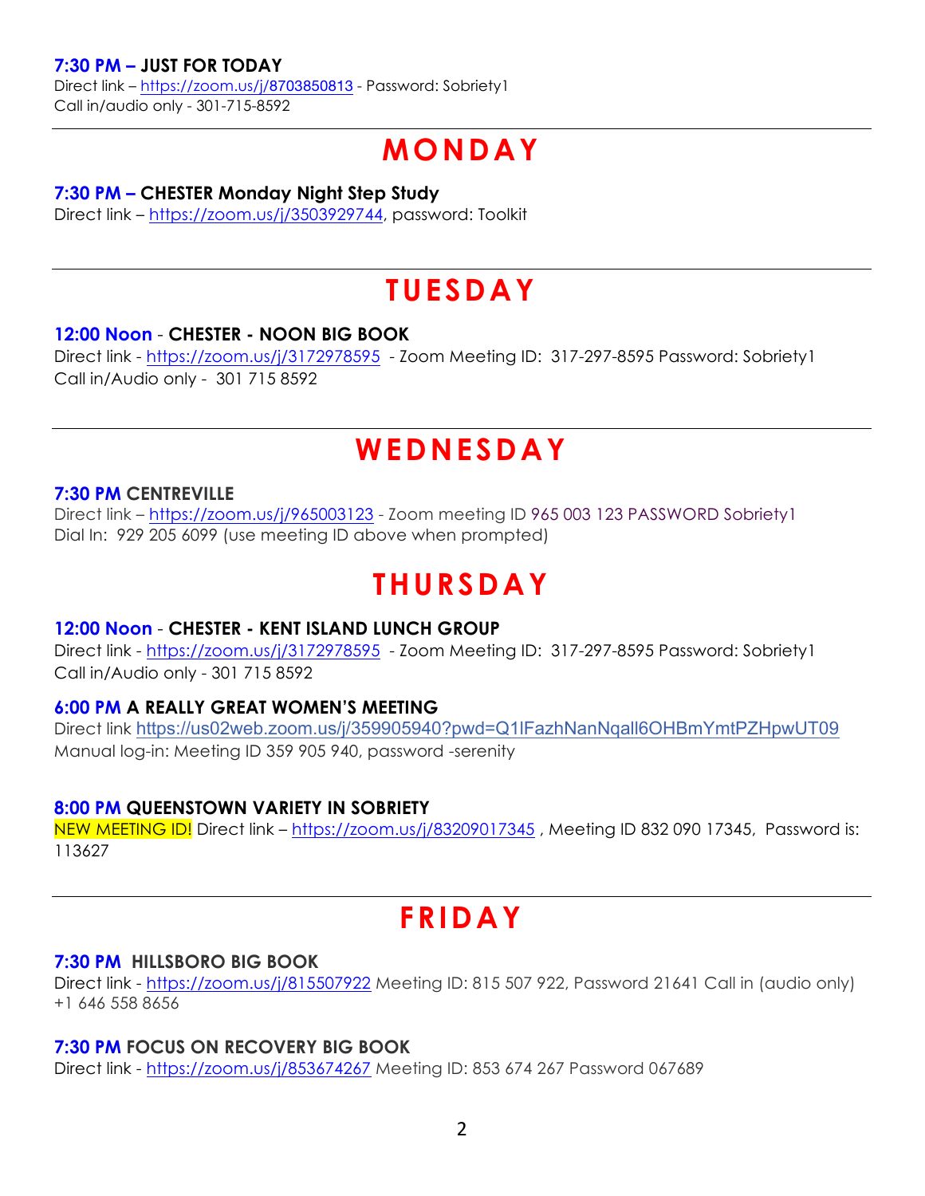**7:30 PM – JUST FOR TODAY**
Direct link – https://zoom.us/j/8703850813 - Password: Sobriety1
Call in/audio only - 301-715-8592

---

# MONDAY

**7:30 PM – CHESTER Monday Night Step Study**
Direct link – https://zoom.us/j/3503929744, password: Toolkit

---

# TUESDAY

**12:00 Noon - CHESTER - NOON BIG BOOK**
Direct link - https://zoom.us/j/3172978595 - Zoom Meeting ID: 317-297-8595 Password: Sobriety1
Call in/Audio only - 301 715 8592

---

# WEDNESDAY

**7:30 PM CENTREVILLE**
Direct link – https://zoom.us/j/965003123 - Zoom meeting ID 965 003 123 PASSWORD Sobriety1
Dial In: 929 205 6099 (use meeting ID above when prompted)

# THURSDAY

**12:00 Noon - CHESTER - KENT ISLAND LUNCH GROUP**
Direct link - https://zoom.us/j/3172978595 - Zoom Meeting ID: 317-297-8595 Password: Sobriety1
Call in/Audio only - 301 715 8592

**6:00 PM A REALLY GREAT WOMEN'S MEETING**
Direct link https://us02web.zoom.us/j/359905940?pwd=Q1lFazhNanNqall6OHBmYmtPZHpwUT09
Manual log-in: Meeting ID 359 905 940, password -serenity

**8:00 PM QUEENSTOWN VARIETY IN SOBRIETY**
NEW MEETING ID! Direct link – https://zoom.us/j/83209017345 , Meeting ID 832 090 17345, Password is: 113627

---

# FRIDAY

**7:30 PM HILLSBORO BIG BOOK**
Direct link - https://zoom.us/j/815507922 Meeting ID: 815 507 922, Password 21641 Call in (audio only) +1 646 558 8656

**7:30 PM FOCUS ON RECOVERY BIG BOOK**
Direct link - https://zoom.us/j/853674267 Meeting ID: 853 674 267 Password 067689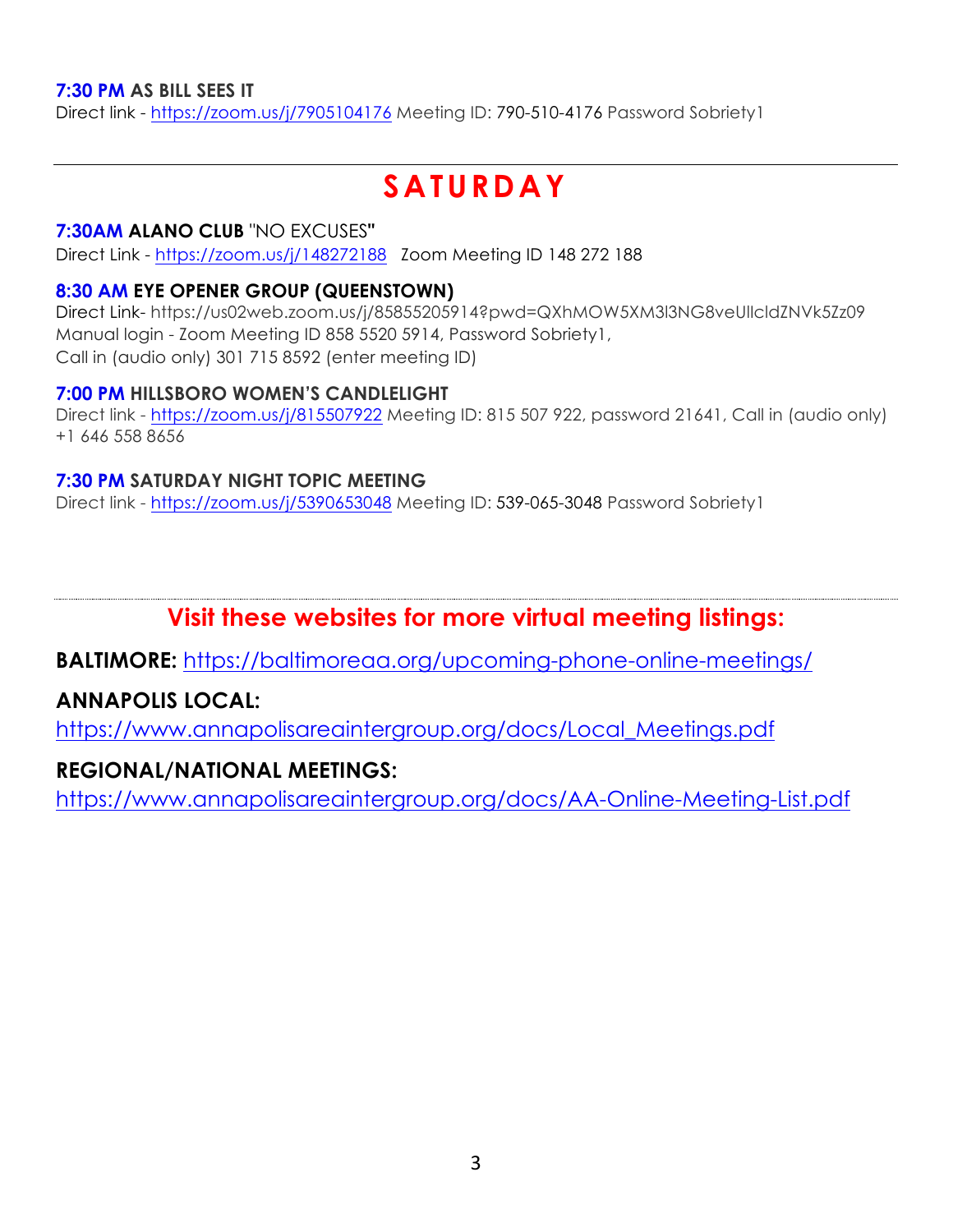**7:30 PM AS BILL SEES IT**
Direct link - https://zoom.us/j/7905104176 Meeting ID: 790-510-4176 Password Sobriety1

---

# SATURDAY

**7:30AM ALANO CLUB** "NO EXCUSES**"**
Direct Link - https://zoom.us/j/148272188 Zoom Meeting ID 148 272 188

**8:30 AM EYE OPENER GROUP (QUEENSTOWN)**
Direct Link- https://us02web.zoom.us/j/85855205914?pwd=QXhMOW5XM3l3NG8veUllcldZNVk5Zz09
Manual login - Zoom Meeting ID 858 5520 5914, Password Sobriety1,
Call in (audio only) 301 715 8592 (enter meeting ID)

**7:00 PM HILLSBORO WOMEN'S CANDLELIGHT**
Direct link - https://zoom.us/j/815507922 Meeting ID: 815 507 922, password 21641, Call in (audio only) +1 646 558 8656

**7:30 PM SATURDAY NIGHT TOPIC MEETING**
Direct link - https://zoom.us/j/5390653048 Meeting ID: 539-065-3048 Password Sobriety1

---

## Visit these websites for more virtual meeting listings:

**BALTIMORE:** https://baltimoreaa.org/upcoming-phone-online-meetings/

**ANNAPOLIS LOCAL:**
https://www.annapolisareaintergroup.org/docs/Local_Meetings.pdf

**REGIONAL/NATIONAL MEETINGS:**
https://www.annapolisareaintergroup.org/docs/AA-Online-Meeting-List.pdf